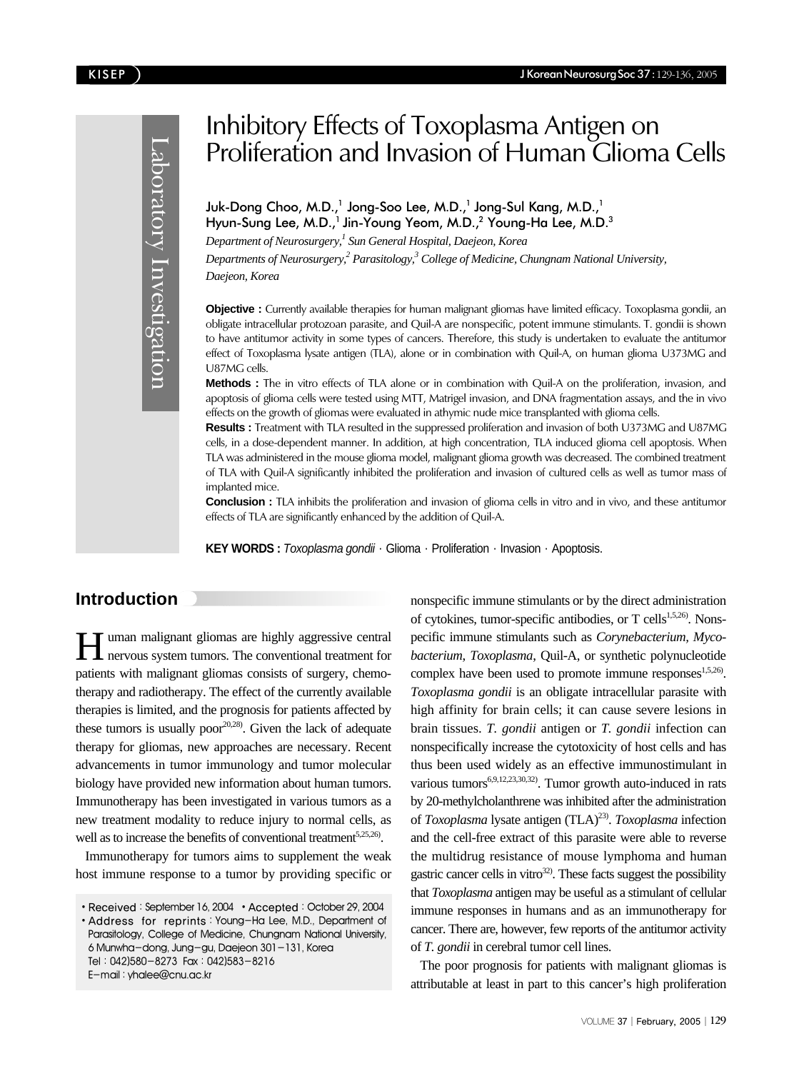Laboratory Investigation

# Inhibitory Effects of Toxoplasma Antigen on Proliferation and Invasion of Human Glioma Cells

Juk-Dong Choo, M.D.,[1] Jong-Soo Lee, M.D.,[1] Jong-Sul Kang, M.D.,[1] Hyun-Sung Lee, M.D.,[1] Jin-Young Yeom, M.D.,[2] Young-Ha Lee, M.D.[3]

*Department of Neurosurgery,[1] Sun General Hospital, Daejeon, Korea*
*Departments of Neurosurgery,[2] Parasitology,[3] College of Medicine, Chungnam National University, Daejeon, Korea*

**Objective :** Currently available therapies for human malignant gliomas have limited efficacy. Toxoplasma gondii, an obligate intracellular protozoan parasite, and Quil-A are nonspecific, potent immune stimulants. T. gondii is shown to have antitumor activity in some types of cancers. Therefore, this study is undertaken to evaluate the antitumor effect of Toxoplasma lysate antigen (TLA), alone or in combination with Quil-A, on human glioma U373MG and U87MG cells.

**Methods :** The in vitro effects of TLA alone or in combination with Quil-A on the proliferation, invasion, and apoptosis of glioma cells were tested using MTT, Matrigel invasion, and DNA fragmentation assays, and the in vivo effects on the growth of gliomas were evaluated in athymic nude mice transplanted with glioma cells.

**Results :** Treatment with TLA resulted in the suppressed proliferation and invasion of both U373MG and U87MG cells, in a dose-dependent manner. In addition, at high concentration, TLA induced glioma cell apoptosis. When TLA was administered in the mouse glioma model, malignant glioma growth was decreased. The combined treatment of TLA with Quil-A significantly inhibited the proliferation and invasion of cultured cells as well as tumor mass of implanted mice.

**Conclusion :** TLA inhibits the proliferation and invasion of glioma cells in vitro and in vivo, and these antitumor effects of TLA are significantly enhanced by the addition of Quil-A.

**KEY WORDS :** *Toxoplasma gondii* · Glioma · Proliferation · Invasion · Apoptosis.

## Introduction

Human malignant gliomas are highly aggressive central nervous system tumors. The conventional treatment for patients with malignant gliomas consists of surgery, chemotherapy and radiotherapy. The effect of the currently available therapies is limited, and the prognosis for patients affected by these tumors is usually poor[20,28]. Given the lack of adequate therapy for gliomas, new approaches are necessary. Recent advancements in tumor immunology and tumor molecular biology have provided new information about human tumors. Immunotherapy has been investigated in various tumors as a new treatment modality to reduce injury to normal cells, as well as to increase the benefits of conventional treatment[5,25,26].

Immunotherapy for tumors aims to supplement the weak host immune response to a tumor by providing specific or nonspecific immune stimulants or by the direct administration of cytokines, tumor-specific antibodies, or T cells[1,5,26]. Nonspecific immune stimulants such as *Corynebacterium*, *Mycobacterium*, *Toxoplasma*, Quil-A, or synthetic polynucleotide complex have been used to promote immune responses[1,5,26]. *Toxoplasma gondii* is an obligate intracellular parasite with high affinity for brain cells; it can cause severe lesions in brain tissues. *T. gondii* antigen or *T. gondii* infection can nonspecifically increase the cytotoxicity of host cells and has thus been used widely as an effective immunostimulant in various tumors[6,9,12,23,30,32]. Tumor growth auto-induced in rats by 20-methylcholanthrene was inhibited after the administration of *Toxoplasma* lysate antigen (TLA)[23]. *Toxoplasma* infection and the cell-free extract of this parasite were able to reverse the multidrug resistance of mouse lymphoma and human gastric cancer cells in vitro[32]. These facts suggest the possibility that *Toxoplasma* antigen may be useful as a stimulant of cellular immune responses in humans and as an immunotherapy for cancer. There are, however, few reports of the antitumor activity of *T. gondii* in cerebral tumor cell lines.

The poor prognosis for patients with malignant gliomas is attributable at least in part to this cancer's high proliferation

• Received : September 16, 2004 • Accepted : October 29, 2004
• Address for reprints : Young-Ha Lee, M.D., Department of Parasitology, College of Medicine, Chungnam National University, 6 Munwha-dong, Jung-gu, Daejeon 301-131, Korea
Tel : 042)580-8273 Fax : 042)583-8216
E-mail : yhalee@cnu.ac.kr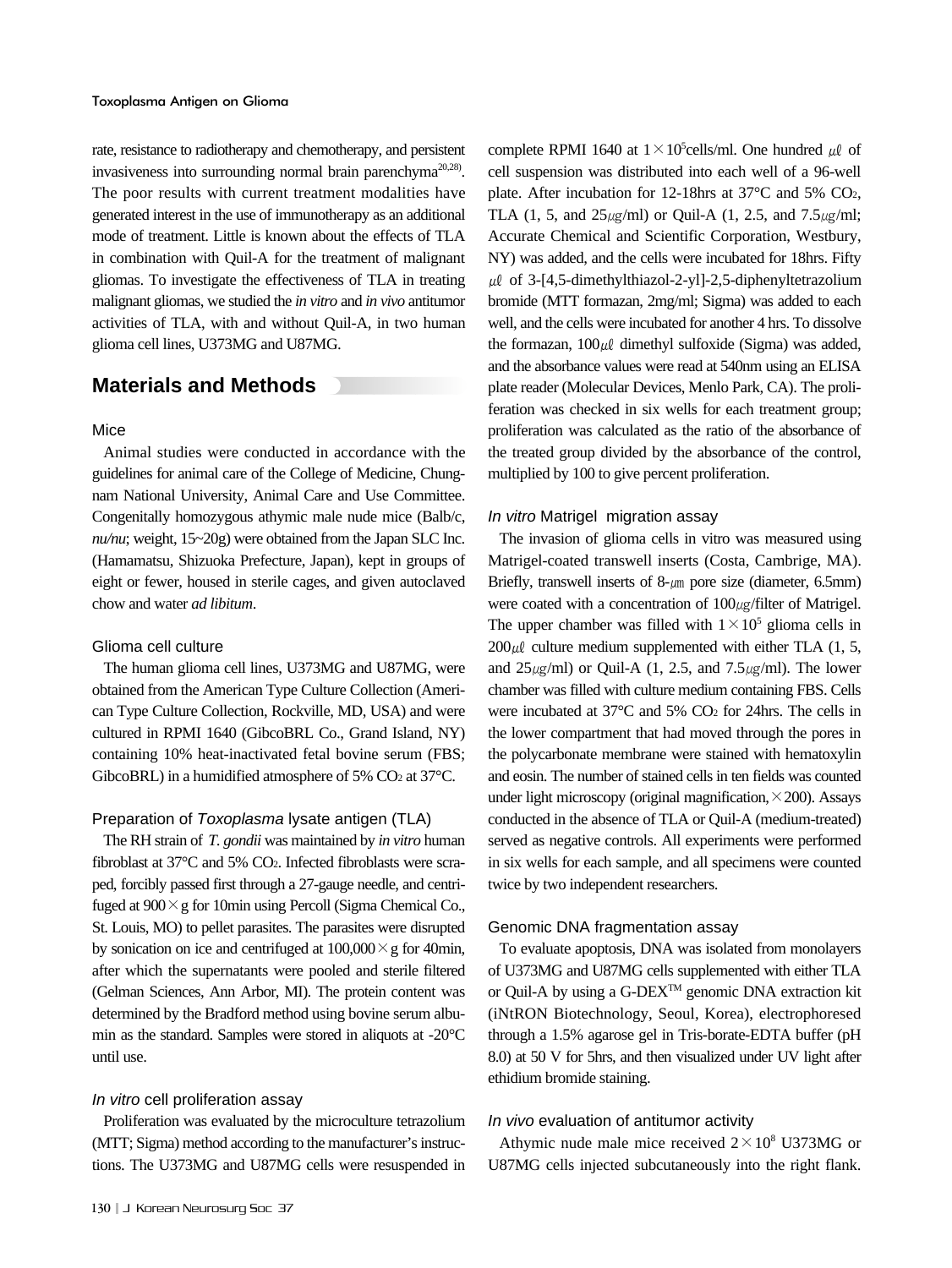rate, resistance to radiotherapy and chemotherapy, and persistent invasiveness into surrounding normal brain parenchyma[20,28]. The poor results with current treatment modalities have generated interest in the use of immunotherapy as an additional mode of treatment. Little is known about the effects of TLA in combination with Quil-A for the treatment of malignant gliomas. To investigate the effectiveness of TLA in treating malignant gliomas, we studied the *in vitro* and *in vivo* antitumor activities of TLA, with and without Quil-A, in two human glioma cell lines, U373MG and U87MG.

## Materials and Methods

### Mice

Animal studies were conducted in accordance with the guidelines for animal care of the College of Medicine, Chungnam National University, Animal Care and Use Committee. Congenitally homozygous athymic male nude mice (Balb/c, *nu/nu*; weight, 15~20g) were obtained from the Japan SLC Inc. (Hamamatsu, Shizuoka Prefecture, Japan), kept in groups of eight or fewer, housed in sterile cages, and given autoclaved chow and water *ad libitum*.

### Glioma cell culture

The human glioma cell lines, U373MG and U87MG, were obtained from the American Type Culture Collection (American Type Culture Collection, Rockville, MD, USA) and were cultured in RPMI 1640 (GibcoBRL Co., Grand Island, NY) containing 10% heat-inactivated fetal bovine serum (FBS; GibcoBRL) in a humidified atmosphere of 5% $CO_2$ at 37°C.

### Preparation of *Toxoplasma* lysate antigen (TLA)

The RH strain of *T. gondii* was maintained by *in vitro* human fibroblast at 37°C and 5% $CO_2$. Infected fibroblasts were scraped, forcibly passed first through a 27-gauge needle, and centrifuged at $900 \times g$ for 10min using Percoll (Sigma Chemical Co., St. Louis, MO) to pellet parasites. The parasites were disrupted by sonication on ice and centrifuged at $100,000 \times g$ for 40min, after which the supernatants were pooled and sterile filtered (Gelman Sciences, Ann Arbor, MI). The protein content was determined by the Bradford method using bovine serum albumin as the standard. Samples were stored in aliquots at -20°C until use.

### *In vitro* cell proliferation assay

Proliferation was evaluated by the microculture tetrazolium (MTT; Sigma) method according to the manufacturer's instructions. The U373MG and U87MG cells were resuspended in complete RPMI 1640 at $1 \times 10^5$cells/ml. One hundred $\mu\ell$ of cell suspension was distributed into each well of a 96-well plate. After incubation for 12-18hrs at 37°C and 5% $CO_2$, TLA (1, 5, and 25$\mu g$/ml) or Quil-A (1, 2.5, and 7.5$\mu g$/ml; Accurate Chemical and Scientific Corporation, Westbury, NY) was added, and the cells were incubated for 18hrs. Fifty $\mu\ell$ of 3-[4,5-dimethylthiazol-2-yl]-2,5-diphenyltetrazolium bromide (MTT formazan, 2mg/ml; Sigma) was added to each well, and the cells were incubated for another 4 hrs. To dissolve the formazan, 100$\mu\ell$ dimethyl sulfoxide (Sigma) was added, and the absorbance values were read at 540nm using an ELISA plate reader (Molecular Devices, Menlo Park, CA). The proliferation was checked in six wells for each treatment group; proliferation was calculated as the ratio of the absorbance of the treated group divided by the absorbance of the control, multiplied by 100 to give percent proliferation.

### *In vitro* Matrigel migration assay

The invasion of glioma cells in vitro was measured using Matrigel-coated transwell inserts (Costa, Cambrige, MA). Briefly, transwell inserts of 8-$\mu m$ pore size (diameter, 6.5mm) were coated with a concentration of 100$\mu g$/filter of Matrigel. The upper chamber was filled with $1 \times 10^5$ glioma cells in 200$\mu\ell$ culture medium supplemented with either TLA (1, 5, and 25$\mu g$/ml) or Quil-A (1, 2.5, and 7.5$\mu g$/ml). The lower chamber was filled with culture medium containing FBS. Cells were incubated at 37°C and 5% $CO_2$ for 24hrs. The cells in the lower compartment that had moved through the pores in the polycarbonate membrane were stained with hematoxylin and eosin. The number of stained cells in ten fields was counted under light microscopy (original magnification, $\times$200). Assays conducted in the absence of TLA or Quil-A (medium-treated) served as negative controls. All experiments were performed in six wells for each sample, and all specimens were counted twice by two independent researchers.

### Genomic DNA fragmentation assay

To evaluate apoptosis, DNA was isolated from monolayers of U373MG and U87MG cells supplemented with either TLA or Quil-A by using a G-DEX™ genomic DNA extraction kit (iNtRON Biotechnology, Seoul, Korea), electrophoresed through a 1.5% agarose gel in Tris-borate-EDTA buffer (pH 8.0) at 50 V for 5hrs, and then visualized under UV light after ethidium bromide staining.

### *In vivo* evaluation of antitumor activity

Athymic nude male mice received $2 \times 10^8$ U373MG or U87MG cells injected subcutaneously into the right flank.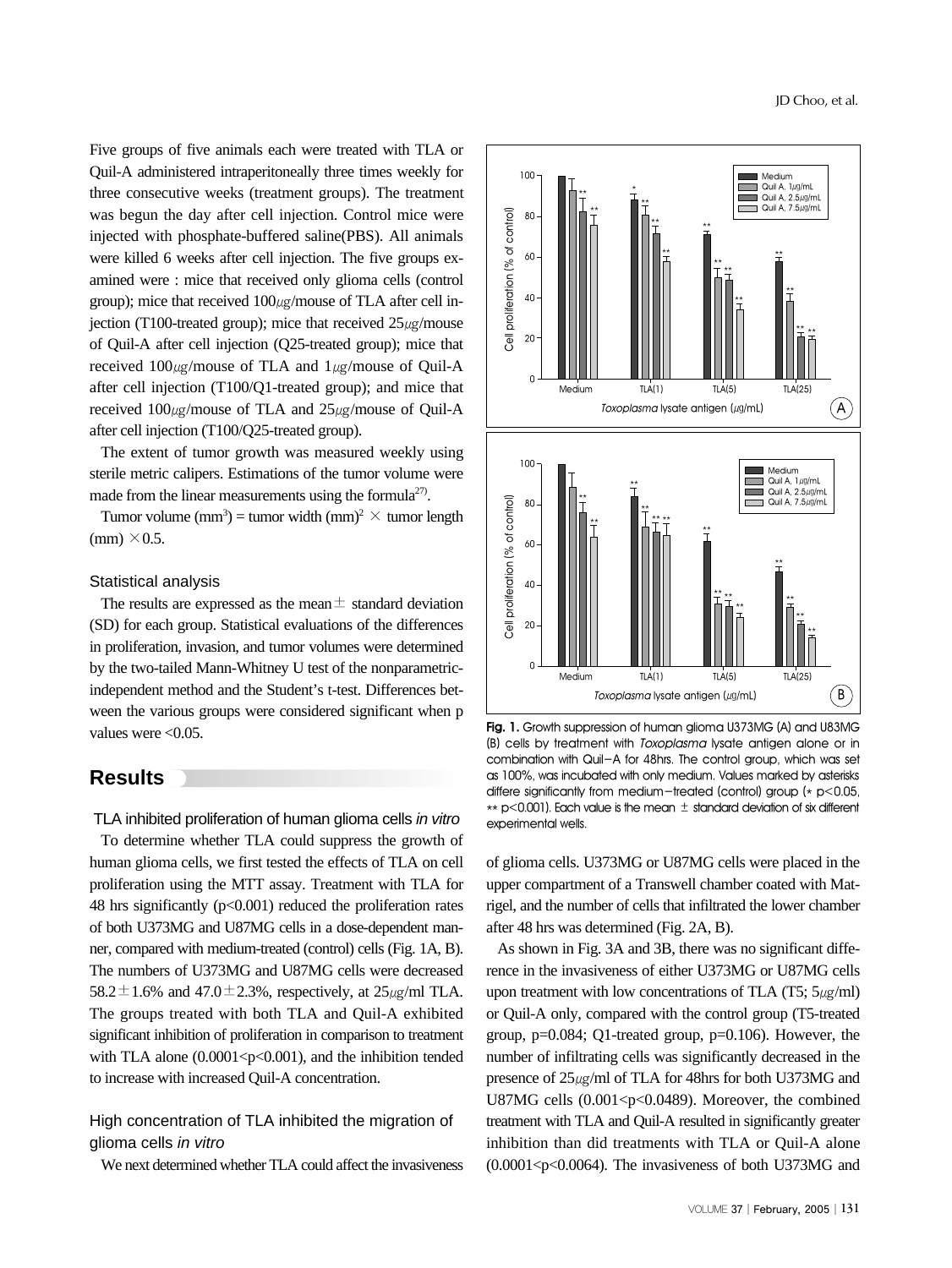Five groups of five animals each were treated with TLA or Quil-A administered intraperitoneally three times weekly for three consecutive weeks (treatment groups). The treatment was begun the day after cell injection. Control mice were injected with phosphate-buffered saline(PBS). All animals were killed 6 weeks after cell injection. The five groups examined were : mice that received only glioma cells (control group); mice that received 100μg/mouse of TLA after cell injection (T100-treated group); mice that received 25μg/mouse of Quil-A after cell injection (Q25-treated group); mice that received 100μg/mouse of TLA and 1μg/mouse of Quil-A after cell injection (T100/Q1-treated group); and mice that received 100μg/mouse of TLA and 25μg/mouse of Quil-A after cell injection (T100/Q25-treated group).

The extent of tumor growth was measured weekly using sterile metric calipers. Estimations of the tumor volume were made from the linear measurements using the formula[27].

Tumor volume ($mm^3$) = tumor width $(mm)^2 \times$ tumor length (mm) $\times 0.5$.

### Statistical analysis

The results are expressed as the mean ± standard deviation (SD) for each group. Statistical evaluations of the differences in proliferation, invasion, and tumor volumes were determined by the two-tailed Mann-Whitney U test of the nonparametric-independent method and the Student's t-test. Differences between the various groups were considered significant when p values were <0.05.

## Results

### TLA inhibited proliferation of human glioma cells *in vitro*

To determine whether TLA could suppress the growth of human glioma cells, we first tested the effects of TLA on cell proliferation using the MTT assay. Treatment with TLA for 48 hrs significantly ($p<0.001$) reduced the proliferation rates of both U373MG and U87MG cells in a dose-dependent manner, compared with medium-treated (control) cells (Fig. 1A, B). The numbers of U373MG and U87MG cells were decreased 58.2±1.6% and 47.0±2.3%, respectively, at 25μg/ml TLA. The groups treated with both TLA and Quil-A exhibited significant inhibition of proliferation in comparison to treatment with TLA alone ($0.0001<p<0.001$), and the inhibition tended to increase with increased Quil-A concentration.

### High concentration of TLA inhibited the migration of glioma cells *in vitro*

We next determined whether TLA could affect the invasiveness of glioma cells. U373MG or U87MG cells were placed in the upper compartment of a Transwell chamber coated with Matrigel, and the number of cells that infiltrated the lower chamber after 48 hrs was determined (Fig. 2A, B).

As shown in Fig. 3A and 3B, there was no significant difference in the invasiveness of either U373MG or U87MG cells upon treatment with low concentrations of TLA (T5; 5μg/ml) or Quil-A only, compared with the control group (T5-treated group, p=0.084; Q1-treated group, p=0.106). However, the number of infiltrating cells was significantly decreased in the presence of 25μg/ml of TLA for 48hrs for both U373MG and U87MG cells ($0.001<p<0.0489$). Moreover, the combined treatment with TLA and Quil-A resulted in significantly greater inhibition than did treatments with TLA or Quil-A alone ($0.0001<p<0.0064$). The invasiveness of both U373MG and

**Fig. 1.** Growth suppression of human glioma U373MG (A) and U83MG (B) cells by treatment with *Toxoplasma* lysate antigen alone or in combination with Quil-A for 48hrs. The control group, which was set as 100%, was incubated with only medium. Values marked by asterisks differe significantly from medium-treated (control) group (* $p<0.05$, ** $p<0.001$). Each value is the mean ± standard deviation of six different experimental wells.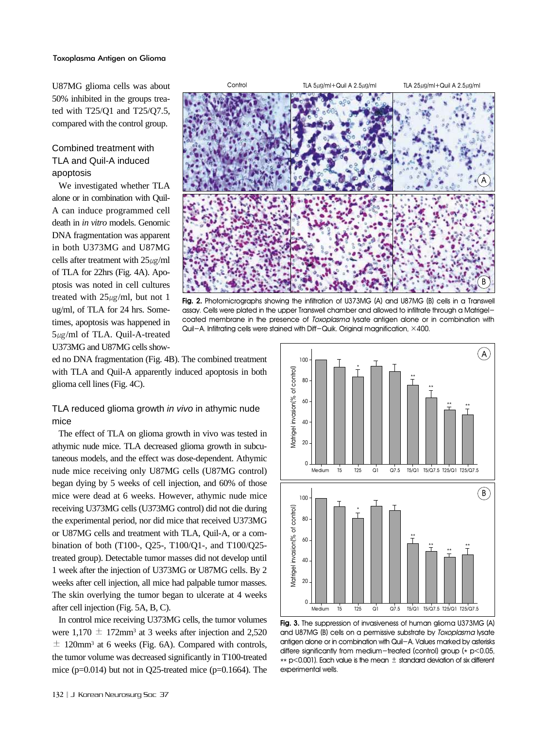U87MG glioma cells was about 50% inhibited in the groups treated with T25/Q1 and T25/Q7.5, compared with the control group.

### Combined treatment with TLA and Quil-A induced apoptosis

We investigated whether TLA alone or in combination with Quil-A can induce programmed cell death in *in vitro* models. Genomic DNA fragmentation was apparent in both U373MG and U87MG cells after treatment with 25μg/ml of TLA for 22hrs (Fig. 4A). Apoptosis was noted in cell cultures treated with 25μg/ml, but not 1 ug/ml, of TLA for 24 hrs. Sometimes, apoptosis was happened in 5μg/ml of TLA. Quil-A-treated U373MG and U87MG cells showed no DNA fragmentation (Fig. 4B). The combined treatment with TLA and Quil-A apparently induced apoptosis in both glioma cell lines (Fig. 4C).

### TLA reduced glioma growth *in vivo* in athymic nude mice

The effect of TLA on glioma growth in vivo was tested in athymic nude mice. TLA decreased glioma growth in subcutaneous models, and the effect was dose-dependent. Athymic nude mice receiving only U87MG cells (U87MG control) began dying by 5 weeks of cell injection, and 60% of those mice were dead at 6 weeks. However, athymic nude mice receiving U373MG cells (U373MG control) did not die during the experimental period, nor did mice that received U373MG or U87MG cells and treatment with TLA, Quil-A, or a combination of both (T100-, Q25-, T100/Q1-, and T100/Q25-treated group). Detectable tumor masses did not develop until 1 week after the injection of U373MG or U87MG cells. By 2 weeks after cell injection, all mice had palpable tumor masses. The skin overlying the tumor began to ulcerate at 4 weeks after cell injection (Fig. 5A, B, C).

In control mice receiving U373MG cells, the tumor volumes were 1,170 ± 172mm$^3$ at 3 weeks after injection and 2,520 ± 120mm$^3$ at 6 weeks (Fig. 6A). Compared with controls, the tumor volume was decreased significantly in T100-treated mice (p=0.014) but not in Q25-treated mice (p=0.1664). The

**Fig. 2.** Photomicrographs showing the infiltration of U373MG (A) and U87MG (B) cells in a Transwell assay. Cells were plated in the upper Transwell chamber and allowed to infiltrate through a Matrigel-coated membrane in the presence of *Toxoplasma* lysate antigen alone or in combination with Quil-A. Infiltrating cells were stained with Diff-Quik. Original magnification, ×400.

**Fig. 3.** The suppression of invasiveness of human glioma U373MG (A) and U87MG (B) cells on a permissive substrate by *Toxoplasma* lysate antigen alone or in combination with Quil-A. Values marked by asterisks differe significantly from medium-treated (control) group (* $p<0.05$, ** $p<0.001$). Each value is the mean ± standard deviation of six different experimental wells.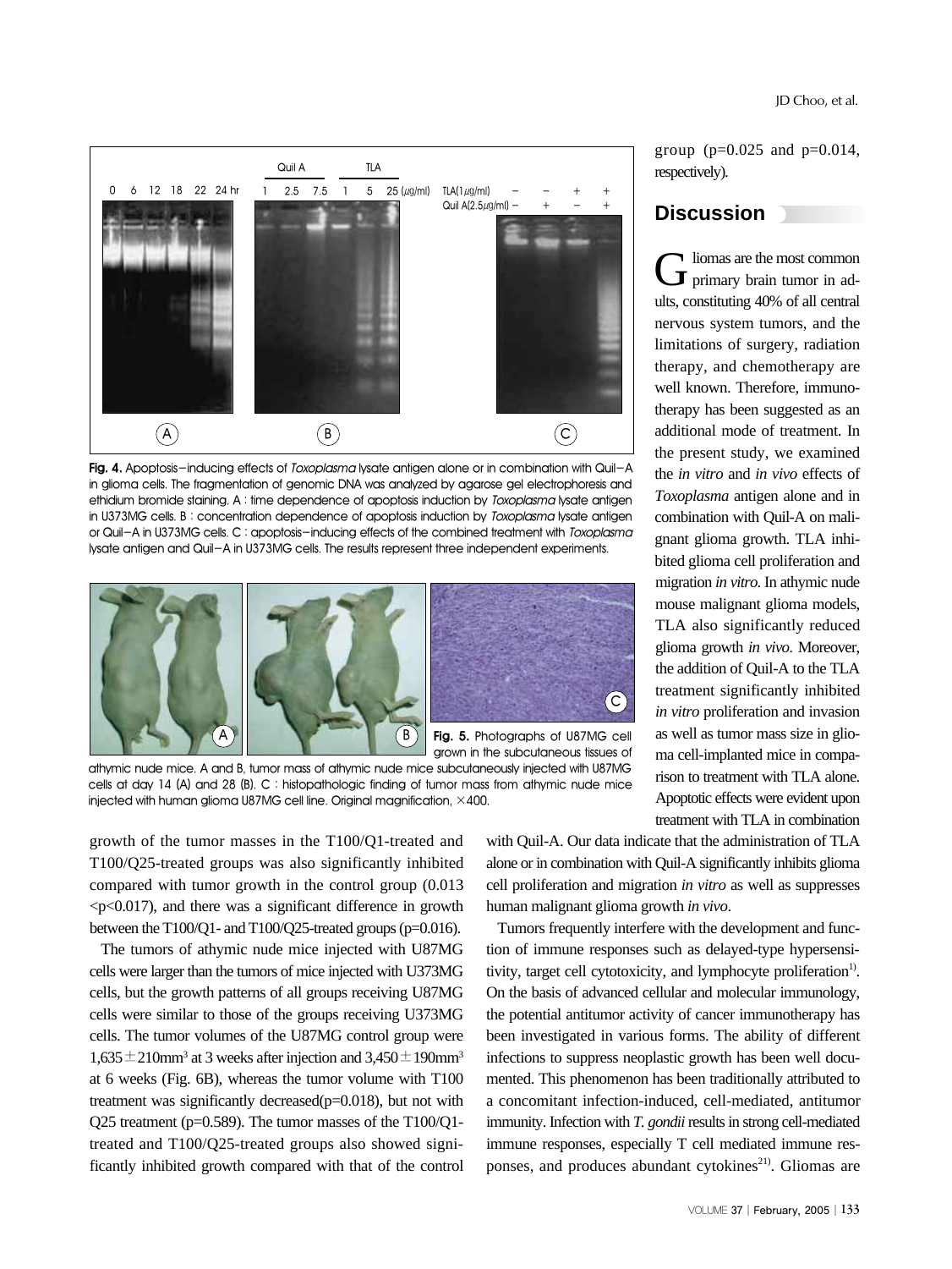group (p=0.025 and p=0.014, respectively).

**Fig. 4.** Apoptosis-inducing effects of *Toxoplasma* lysate antigen alone or in combination with Quil-A in glioma cells. The fragmentation of genomic DNA was analyzed by agarose gel electrophoresis and ethidium bromide staining. A : time dependence of apoptosis induction by *Toxoplasma* lysate antigen in U373MG cells. B : concentration dependence of apoptosis induction by *Toxoplasma* lysate antigen or Quil-A in U373MG cells. C : apoptosis-inducing effects of the combined treatment with *Toxoplasma* lysate antigen and Quil-A in U373MG cells. The results represent three independent experiments.

**Fig. 5.** Photographs of U87MG cell grown in the subcutaneous tissues of athymic nude mice. A and B, tumor mass of athymic nude mice subcutaneously injected with U87MG cells at day 14 (A) and 28 (B). C : histopathologic finding of tumor mass from athymic nude mice injected with human glioma U87MG cell line. Original magnification, ×400.

growth of the tumor masses in the T100/Q1-treated and T100/Q25-treated groups was also significantly inhibited compared with tumor growth in the control group (0.013 <p<0.017), and there was a significant difference in growth between the T100/Q1- and T100/Q25-treated groups (p=0.016).

The tumors of athymic nude mice injected with U87MG cells were larger than the tumors of mice injected with U373MG cells, but the growth patterns of all groups receiving U87MG cells were similar to those of the groups receiving U373MG cells. The tumor volumes of the U87MG control group were $1{,}635 \pm 210\text{mm}^3$ at 3 weeks after injection and $3{,}450 \pm 190\text{mm}^3$ at 6 weeks (Fig. 6B), whereas the tumor volume with T100 treatment was significantly decreased(p=0.018), but not with Q25 treatment (p=0.589). The tumor masses of the T100/Q1-treated and T100/Q25-treated groups also showed significantly inhibited growth compared with that of the control group (p=0.025 and p=0.014, respectively).

## Discussion

Gliomas are the most common primary brain tumor in adults, constituting 40% of all central nervous system tumors, and the limitations of surgery, radiation therapy, and chemotherapy are well known. Therefore, immunotherapy has been suggested as an additional mode of treatment. In the present study, we examined the *in vitro* and *in vivo* effects of *Toxoplasma* antigen alone and in combination with Quil-A on malignant glioma growth. TLA inhibited glioma cell proliferation and migration *in vitro*. In athymic nude mouse malignant glioma models, TLA also significantly reduced glioma growth *in vivo*. Moreover, the addition of Quil-A to the TLA treatment significantly inhibited *in vitro* proliferation and invasion as well as tumor mass size in glioma cell-implanted mice in comparison to treatment with TLA alone. Apoptotic effects were evident upon treatment with TLA in combination with Quil-A. Our data indicate that the administration of TLA alone or in combination with Quil-A significantly inhibits glioma cell proliferation and migration *in vitro* as well as suppresses human malignant glioma growth *in vivo*.

Tumors frequently interfere with the development and function of immune responses such as delayed-type hypersensitivity, target cell cytotoxicity, and lymphocyte proliferation[1]. On the basis of advanced cellular and molecular immunology, the potential antitumor activity of cancer immunotherapy has been investigated in various forms. The ability of different infections to suppress neoplastic growth has been well documented. This phenomenon has been traditionally attributed to a concomitant infection-induced, cell-mediated, antitumor immunity. Infection with *T. gondii* results in strong cell-mediated immune responses, especially T cell mediated immune responses, and produces abundant cytokines[21]. Gliomas are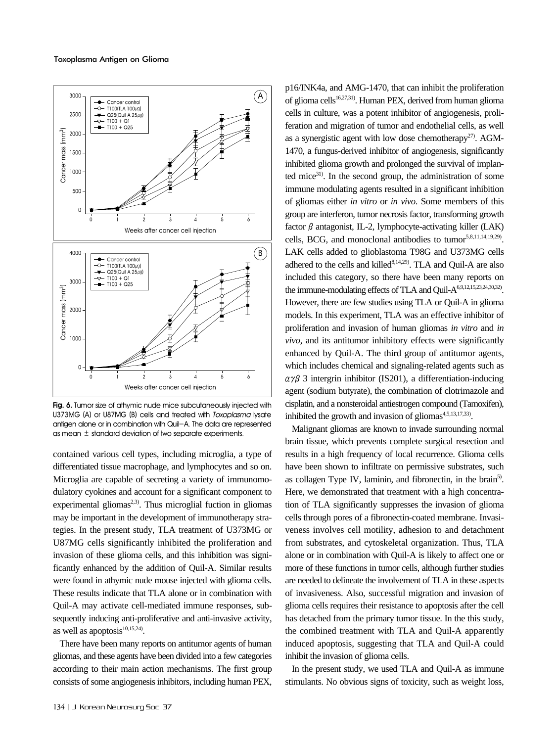Fig. 6. Tumor size of athymic nude mice subcutaneously injected with U373MG (A) or U87MG (B) cells and treated with *Toxoplasma* lysate antigen alone or in combination with Quil-A. The data are represented as mean ± standard deviation of two separate experiments.

contained various cell types, including microglia, a type of differentiated tissue macrophage, and lymphocytes and so on. Microglia are capable of secreting a variety of immunomodulatory cyokines and account for a significant component to experimental gliomas[2,3]. Thus microglial fuction in gliomas may be important in the development of immunotherapy strategies. In the present study, TLA treatment of U373MG or U87MG cells significantly inhibited the proliferation and invasion of these glioma cells, and this inhibition was significantly enhanced by the addition of Quil-A. Similar results were found in athymic nude mouse injected with glioma cells. These results indicate that TLA alone or in combination with Quil-A may activate cell-mediated immune responses, subsequently inducing anti-proliferative and anti-invasive activity, as well as apoptosis[10,15,24].

There have been many reports on antitumor agents of human gliomas, and these agents have been divided into a few categories according to their main action mechanisms. The first group consists of some angiogenesis inhibitors, including human PEX, p16/INK4a, and AMG-1470, that can inhibit the proliferation of glioma cells[16,27,31]. Human PEX, derived from human glioma cells in culture, was a potent inhibitor of angiogenesis, proliferation and migration of tumor and endothelial cells, as well as a synergistic agent with low dose chemotherapy[27]. AGM-1470, a fungus-derived inhibitor of angiogenesis, significantly inhibited glioma growth and prolonged the survival of implanted mice[31]. In the second group, the administration of some immune modulating agents resulted in a significant inhibition of gliomas either *in vitro* or *in vivo*. Some members of this group are interferon, tumor necrosis factor, transforming growth factor $\beta$ antagonist, IL-2, lymphocyte-activating killer (LAK) cells, BCG, and monoclonal antibodies to tumor[5,8,11,14,19,29]. LAK cells added to glioblastoma T98G and U373MG cells adhered to the cells and killed[8,14,29]. TLA and Quil-A are also included this category, so there have been many reports on the immune-modulating effects of TLA and Quil-A[6,9,12,15,23,24,30,32]. However, there are few studies using TLA or Quil-A in glioma models. In this experiment, TLA was an effective inhibitor of proliferation and invasion of human gliomas *in vitro* and *in vivo*, and its antitumor inhibitory effects were significantly enhanced by Quil-A. The third group of antitumor agents, which includes chemical and signaling-related agents such as $\alpha\gamma\beta$ 3 intergrin inhibitor (IS201), a differentiation-inducing agent (sodium butyrate), the combination of clotrimazole and cisplatin, and a nonsteroidal antiestrogen compound (Tamoxifen), inhibited the growth and invasion of gliomas[4,5,13,17,33].

Malignant gliomas are known to invade surrounding normal brain tissue, which prevents complete surgical resection and results in a high frequency of local recurrence. Glioma cells have been shown to infiltrate on permissive substrates, such as collagen Type IV, laminin, and fibronectin, in the brain[5]. Here, we demonstrated that treatment with a high concentration of TLA significantly suppresses the invasion of glioma cells through pores of a fibronectin-coated membrane. Invasiveness involves cell motility, adhesion to and detachment from substrates, and cytoskeletal organization. Thus, TLA alone or in combination with Quil-A is likely to affect one or more of these functions in tumor cells, although further studies are needed to delineate the involvement of TLA in these aspects of invasiveness. Also, successful migration and invasion of glioma cells requires their resistance to apoptosis after the cell has detached from the primary tumor tissue. In the this study, the combined treatment with TLA and Quil-A apparently induced apoptosis, suggesting that TLA and Quil-A could inhibit the invasion of glioma cells.

In the present study, we used TLA and Quil-A as immune stimulants. No obvious signs of toxicity, such as weight loss,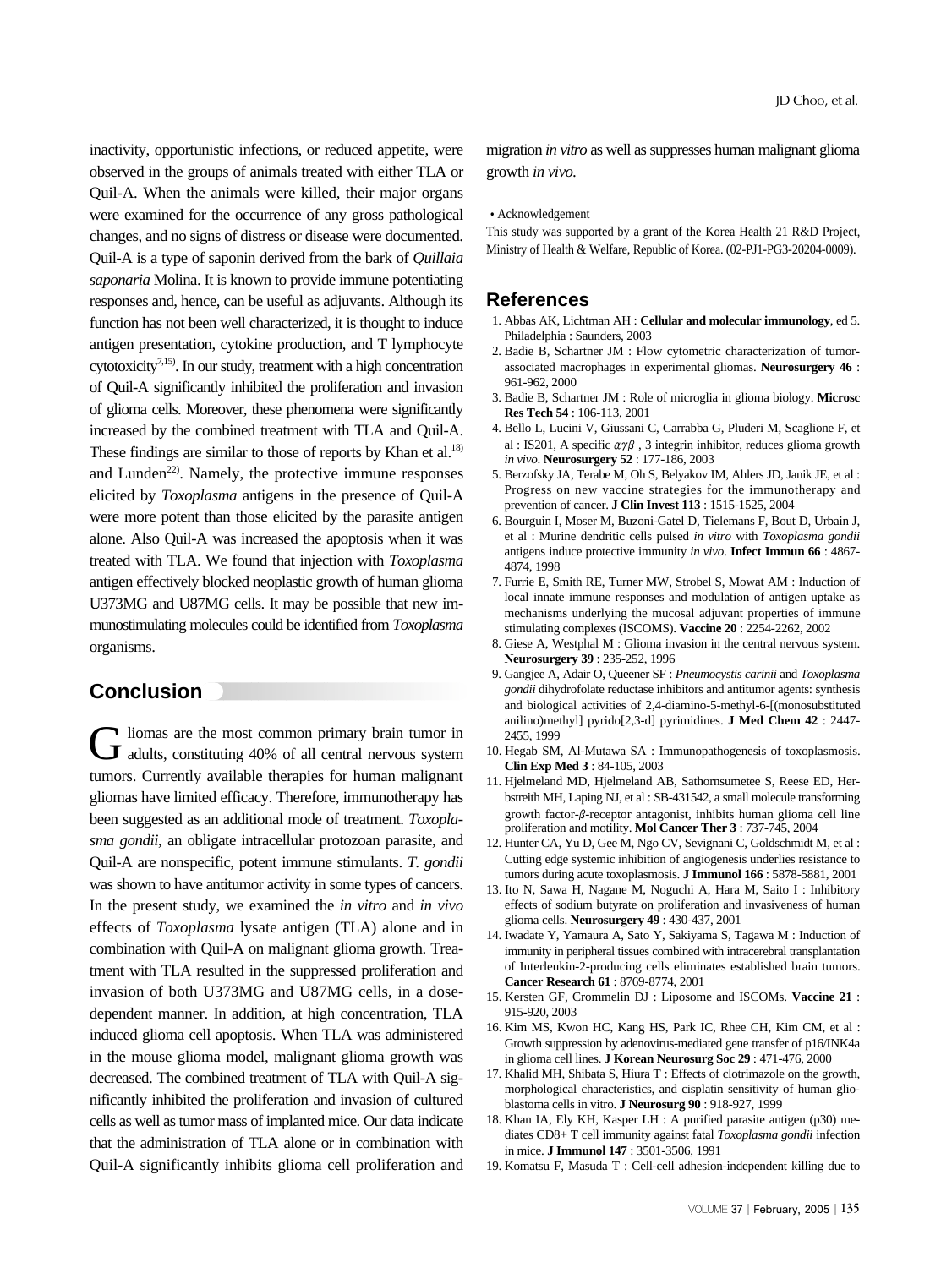inactivity, opportunistic infections, or reduced appetite, were observed in the groups of animals treated with either TLA or Quil-A. When the animals were killed, their major organs were examined for the occurrence of any gross pathological changes, and no signs of distress or disease were documented. Quil-A is a type of saponin derived from the bark of *Quillaia saponaria* Molina. It is known to provide immune potentiating responses and, hence, can be useful as adjuvants. Although its function has not been well characterized, it is thought to induce antigen presentation, cytokine production, and T lymphocyte cytotoxicity[7,15]. In our study, treatment with a high concentration of Quil-A significantly inhibited the proliferation and invasion of glioma cells. Moreover, these phenomena were significantly increased by the combined treatment with TLA and Quil-A. These findings are similar to those of reports by Khan et al.[18] and Lunden[22]. Namely, the protective immune responses elicited by *Toxoplasma* antigens in the presence of Quil-A were more potent than those elicited by the parasite antigen alone. Also Quil-A was increased the apoptosis when it was treated with TLA. We found that injection with *Toxoplasma* antigen effectively blocked neoplastic growth of human glioma U373MG and U87MG cells. It may be possible that new immunostimulating molecules could be identified from *Toxoplasma* organisms.

## Conclusion

Gliomas are the most common primary brain tumor in adults, constituting 40% of all central nervous system tumors. Currently available therapies for human malignant gliomas have limited efficacy. Therefore, immunotherapy has been suggested as an additional mode of treatment. *Toxoplasma gondii*, an obligate intracellular protozoan parasite, and Quil-A are nonspecific, potent immune stimulants. *T. gondii* was shown to have antitumor activity in some types of cancers. In the present study, we examined the *in vitro* and *in vivo* effects of *Toxoplasma* lysate antigen (TLA) alone and in combination with Quil-A on malignant glioma growth. Treatment with TLA resulted in the suppressed proliferation and invasion of both U373MG and U87MG cells, in a dose-dependent manner. In addition, at high concentration, TLA induced glioma cell apoptosis. When TLA was administered in the mouse glioma model, malignant glioma growth was decreased. The combined treatment of TLA with Quil-A significantly inhibited the proliferation and invasion of cultured cells as well as tumor mass of implanted mice. Our data indicate that the administration of TLA alone or in combination with Quil-A significantly inhibits glioma cell proliferation and migration *in vitro* as well as suppresses human malignant glioma growth *in vivo*.

• Acknowledgement

This study was supported by a grant of the Korea Health 21 R&D Project, Ministry of Health & Welfare, Republic of Korea. (02-PJ1-PG3-20204-0009).

## References

1. Abbas AK, Lichtman AH : **Cellular and molecular immunology**, ed 5. Philadelphia : Saunders, 2003
2. Badie B, Schartner JM : Flow cytometric characterization of tumor-associated macrophages in experimental gliomas. **Neurosurgery 46** : 961-962, 2000
3. Badie B, Schartner JM : Role of microglia in glioma biology. **Microsc Res Tech 54** : 106-113, 2001
4. Bello L, Lucini V, Giussani C, Carrabba G, Pluderi M, Scaglione F, et al : IS201, A specific $\alpha\gamma\beta$ , 3 integrin inhibitor, reduces glioma growth *in vivo*. **Neurosurgery 52** : 177-186, 2003
5. Berzofsky JA, Terabe M, Oh S, Belyakov IM, Ahlers JD, Janik JE, et al : Progress on new vaccine strategies for the immunotherapy and prevention of cancer. **J Clin Invest 113** : 1515-1525, 2004
6. Bourguin I, Moser M, Buzoni-Gatel D, Tielemans F, Bout D, Urbain J, et al : Murine dendritic cells pulsed *in vitro* with *Toxoplasma gondii* antigens induce protective immunity *in vivo*. **Infect Immun 66** : 4867-4874, 1998
7. Furrie E, Smith RE, Turner MW, Strobel S, Mowat AM : Induction of local innate immune responses and modulation of antigen uptake as mechanisms underlying the mucosal adjuvant properties of immune stimulating complexes (ISCOMS). **Vaccine 20** : 2254-2262, 2002
8. Giese A, Westphal M : Glioma invasion in the central nervous system. **Neurosurgery 39** : 235-252, 1996
9. Gangjee A, Adair O, Queener SF : *Pneumocystis carinii* and *Toxoplasma gondii* dihydrofolate reductase inhibitors and antitumor agents: synthesis and biological activities of 2,4-diamino-5-methyl-6-[(monosubstituted anilino)methyl] pyrido[2,3-d] pyrimidines. **J Med Chem 42** : 2447-2455, 1999
10. Hegab SM, Al-Mutawa SA : Immunopathogenesis of toxoplasmosis. **Clin Exp Med 3** : 84-105, 2003
11. Hjelmeland MD, Hjelmeland AB, Sathornsumetee S, Reese ED, Herbstreith MH, Laping NJ, et al : SB-431542, a small molecule transforming growth factor-$\beta$-receptor antagonist, inhibits human glioma cell line proliferation and motility. **Mol Cancer Ther 3** : 737-745, 2004
12. Hunter CA, Yu D, Gee M, Ngo CV, Sevignani C, Goldschmidt M, et al : Cutting edge systemic inhibition of angiogenesis underlies resistance to tumors during acute toxoplasmosis. **J Immunol 166** : 5878-5881, 2001
13. Ito N, Sawa H, Nagane M, Noguchi A, Hara M, Saito I : Inhibitory effects of sodium butyrate on proliferation and invasiveness of human glioma cells. **Neurosurgery 49** : 430-437, 2001
14. Iwadate Y, Yamaura A, Sato Y, Sakiyama S, Tagawa M : Induction of immunity in peripheral tissues combined with intracerebral transplantation of Interleukin-2-producing cells eliminates established brain tumors. **Cancer Research 61** : 8769-8774, 2001
15. Kersten GF, Crommelin DJ : Liposome and ISCOMs. **Vaccine 21** : 915-920, 2003
16. Kim MS, Kwon HC, Kang HS, Park IC, Rhee CH, Kim CM, et al : Growth suppression by adenovirus-mediated gene transfer of p16/INK4a in glioma cell lines. **J Korean Neurosurg Soc 29** : 471-476, 2000
17. Khalid MH, Shibata S, Hiura T : Effects of clotrimazole on the growth, morphological characteristics, and cisplatin sensitivity of human glioblastoma cells in vitro. **J Neurosurg 90** : 918-927, 1999
18. Khan IA, Ely KH, Kasper LH : A purified parasite antigen (p30) mediates CD8+ T cell immunity against fatal *Toxoplasma gondii* infection in mice. **J Immunol 147** : 3501-3506, 1991
19. Komatsu F, Masuda T : Cell-cell adhesion-independent killing due to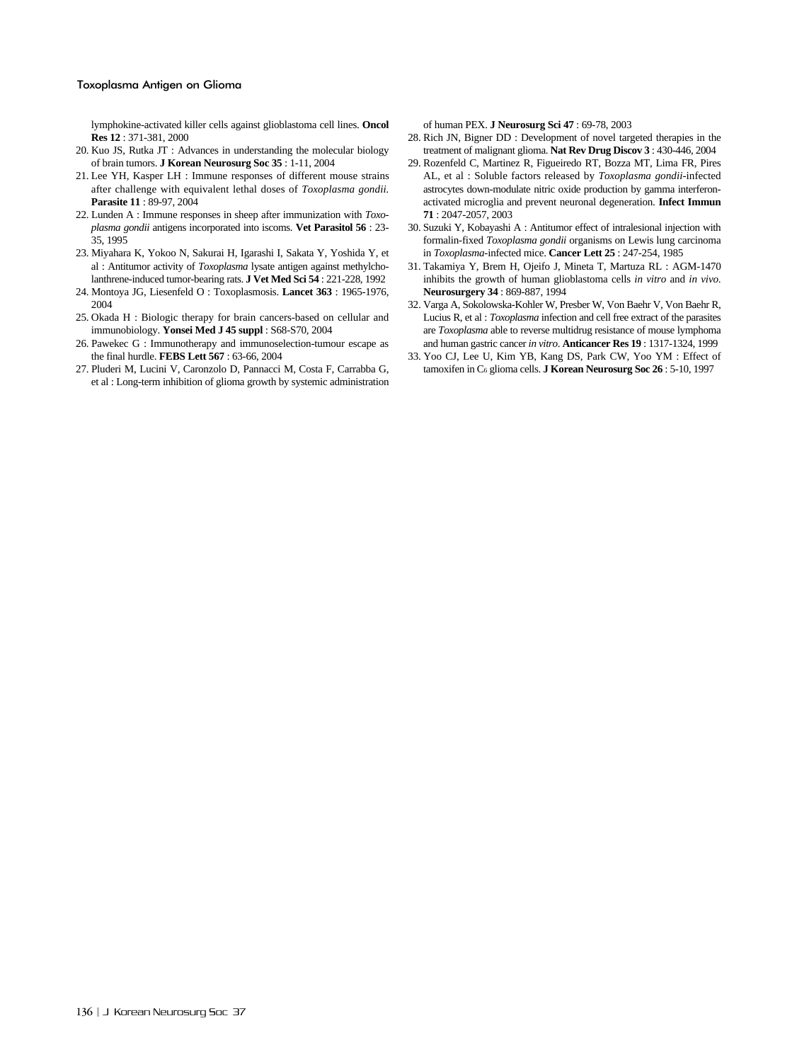lymphokine-activated killer cells against glioblastoma cell lines. **Oncol Res 12** : 371-381, 2000

20. Kuo JS, Rutka JT : Advances in understanding the molecular biology of brain tumors. **J Korean Neurosurg Soc 35** : 1-11, 2004
21. Lee YH, Kasper LH : Immune responses of different mouse strains after challenge with equivalent lethal doses of *Toxoplasma gondii.* **Parasite 11** : 89-97, 2004
22. Lunden A : Immune responses in sheep after immunization with *Toxoplasma gondii* antigens incorporated into iscoms. **Vet Parasitol 56** : 23-35, 1995
23. Miyahara K, Yokoo N, Sakurai H, Igarashi I, Sakata Y, Yoshida Y, et al : Antitumor activity of *Toxoplasma* lysate antigen against methylcholanthrene-induced tumor-bearing rats. **J Vet Med Sci 54** : 221-228, 1992
24. Montoya JG, Liesenfeld O : Toxoplasmosis. **Lancet 363** : 1965-1976, 2004
25. Okada H : Biologic therapy for brain cancers-based on cellular and immunobiology. **Yonsei Med J 45 suppl** : S68-S70, 2004
26. Pawekec G : Immunotherapy and immunoselection-tumour escape as the final hurdle. **FEBS Lett 567** : 63-66, 2004
27. Pluderi M, Lucini V, Caronzolo D, Pannacci M, Costa F, Carrabba G, et al : Long-term inhibition of glioma growth by systemic administration of human PEX. **J Neurosurg Sci 47** : 69-78, 2003
28. Rich JN, Bigner DD : Development of novel targeted therapies in the treatment of malignant glioma. **Nat Rev Drug Discov 3** : 430-446, 2004
29. Rozenfeld C, Martinez R, Figueiredo RT, Bozza MT, Lima FR, Pires AL, et al : Soluble factors released by *Toxoplasma gondii*-infected astrocytes down-modulate nitric oxide production by gamma interferon-activated microglia and prevent neuronal degeneration. **Infect Immun 71** : 2047-2057, 2003
30. Suzuki Y, Kobayashi A : Antitumor effect of intralesional injection with formalin-fixed *Toxoplasma gondii* organisms on Lewis lung carcinoma in *Toxoplasma*-infected mice. **Cancer Lett 25** : 247-254, 1985
31. Takamiya Y, Brem H, Ojeifo J, Mineta T, Martuza RL : AGM-1470 inhibits the growth of human glioblastoma cells *in vitro* and *in vivo*. **Neurosurgery 34** : 869-887, 1994
32. Varga A, Sokolowska-Kohler W, Presber W, Von Baehr V, Von Baehr R, Lucius R, et al : *Toxoplasma* infection and cell free extract of the parasites are *Toxoplasma* able to reverse multidrug resistance of mouse lymphoma and human gastric cancer *in vitro*. **Anticancer Res 19** : 1317-1324, 1999
33. Yoo CJ, Lee U, Kim YB, Kang DS, Park CW, Yoo YM : Effect of tamoxifen in $C_6$ glioma cells. **J Korean Neurosurg Soc 26** : 5-10, 1997